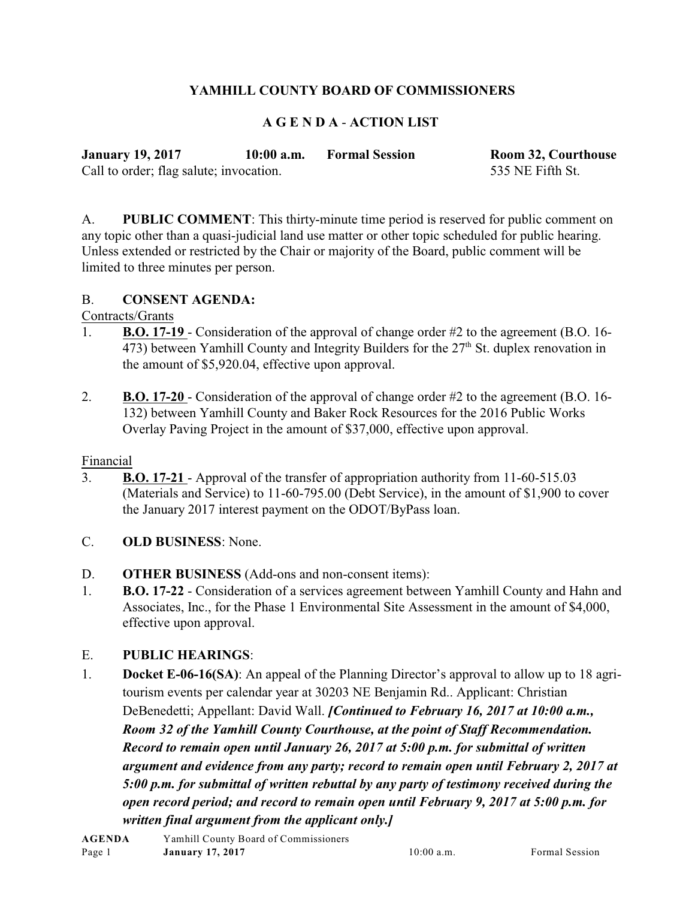# YAMHILL COUNTY BOARD OF COMMISSIONERS

## A G E N D A - ACTION LIST

**January 19, 2017** **10:00 a.m.** **Formal Session** **Room 32, Courthouse**
Call to order; flag salute; invocation. 535 NE Fifth St.

A. **PUBLIC COMMENT**: This thirty-minute time period is reserved for public comment on any topic other than a quasi-judicial land use matter or other topic scheduled for public hearing. Unless extended or restricted by the Chair or majority of the Board, public comment will be limited to three minutes per person.

B. **CONSENT AGENDA:**

Contracts/Grants

1. **B.O. 17-19** - Consideration of the approval of change order #2 to the agreement (B.O. 16-473) between Yamhill County and Integrity Builders for the 27th St. duplex renovation in the amount of $5,920.04, effective upon approval.

2. **B.O. 17-20** - Consideration of the approval of change order #2 to the agreement (B.O. 16-132) between Yamhill County and Baker Rock Resources for the 2016 Public Works Overlay Paving Project in the amount of $37,000, effective upon approval.

Financial

3. **B.O. 17-21** - Approval of the transfer of appropriation authority from 11-60-515.03 (Materials and Service) to 11-60-795.00 (Debt Service), in the amount of $1,900 to cover the January 2017 interest payment on the ODOT/ByPass loan.

C. **OLD BUSINESS**: None.

D. **OTHER BUSINESS** (Add-ons and non-consent items):

1. **B.O. 17-22** - Consideration of a services agreement between Yamhill County and Hahn and Associates, Inc., for the Phase 1 Environmental Site Assessment in the amount of $4,000, effective upon approval.

E. **PUBLIC HEARINGS**:

1. **Docket E-06-16(SA)**: An appeal of the Planning Director's approval to allow up to 18 agri-tourism events per calendar year at 30203 NE Benjamin Rd.. Applicant: Christian DeBenedetti; Appellant: David Wall. ***[Continued to February 16, 2017 at 10:00 a.m., Room 32 of the Yamhill County Courthouse, at the point of Staff Recommendation. Record to remain open until January 26, 2017 at 5:00 p.m. for submittal of written argument and evidence from any party; record to remain open until February 2, 2017 at 5:00 p.m. for submittal of written rebuttal by any party of testimony received during the open record period; and record to remain open until February 9, 2017 at 5:00 p.m. for written final argument from the applicant only.]***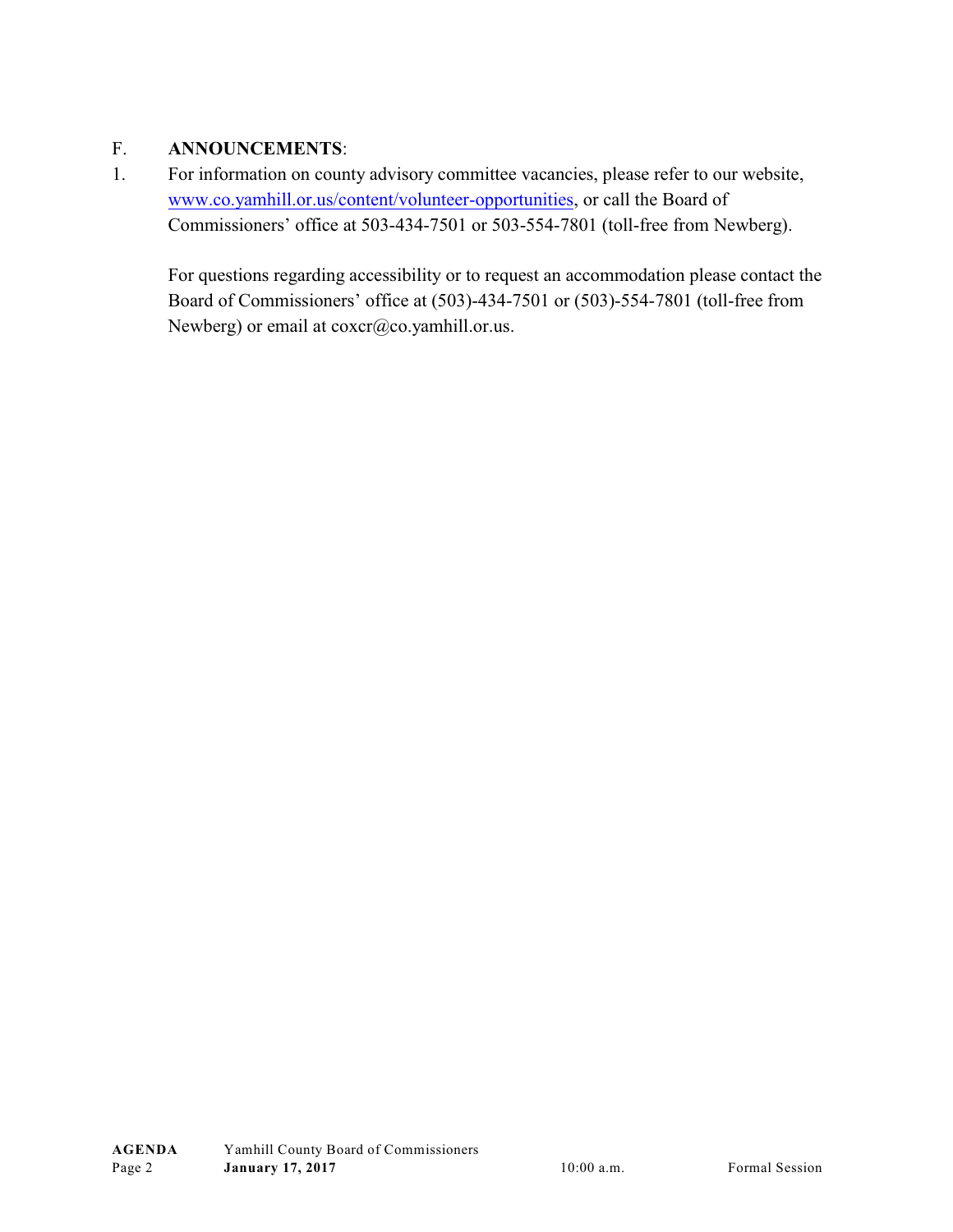F. **ANNOUNCEMENTS**:

1. For information on county advisory committee vacancies, please refer to our website, [www.co.yamhill.or.us/content/volunteer-opportunities](http://www.co.yamhill.or.us/content/volunteer-opportunities), or call the Board of Commissioners' office at 503-434-7501 or 503-554-7801 (toll-free from Newberg).

   For questions regarding accessibility or to request an accommodation please contact the Board of Commissioners' office at (503)-434-7501 or (503)-554-7801 (toll-free from Newberg) or email at coxcr@co.yamhill.or.us.